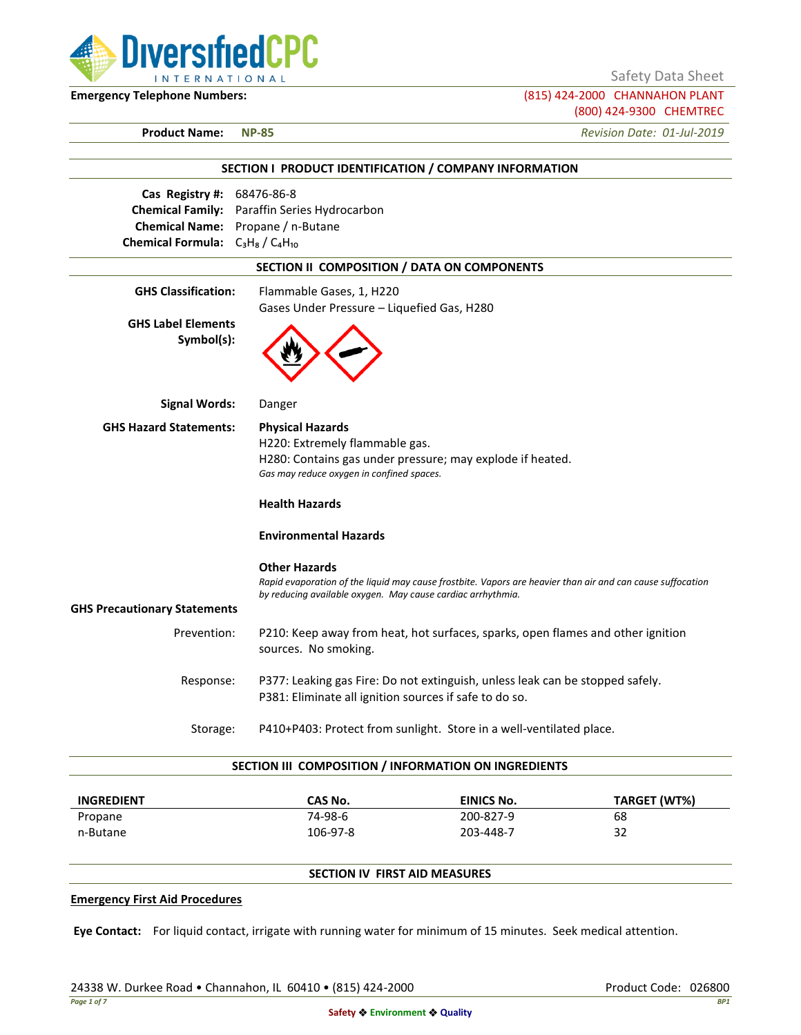DiversifiedCPC INTERNATIONAL

Safety Data Sheet

**Emergency Telephone Numbers:** (815) 424-2000 CHANNAHON PLANT
(800) 424-9300 CHEMTREC

**Product Name:** **NP-85** *Revision Date: 01-Jul-2019*

## SECTION I PRODUCT IDENTIFICATION / COMPANY INFORMATION

**Cas Registry #:** 68476-86-8
**Chemical Family:** Paraffin Series Hydrocarbon
**Chemical Name:** Propane / n-Butane
**Chemical Formula:** $C_3H_8$ / $C_4H_{10}$

## SECTION II COMPOSITION / DATA ON COMPONENTS

**GHS Classification:** Flammable Gases, 1, H220
Gases Under Pressure – Liquefied Gas, H280

**GHS Label Elements Symbol(s):**

**Signal Words:** Danger

**GHS Hazard Statements:**

**Physical Hazards**
H220: Extremely flammable gas.
H280: Contains gas under pressure; may explode if heated.
*Gas may reduce oxygen in confined spaces.*

**Health Hazards**

**Environmental Hazards**

**Other Hazards**
*Rapid evaporation of the liquid may cause frostbite. Vapors are heavier than air and can cause suffocation by reducing available oxygen. May cause cardiac arrhythmia.*

**GHS Precautionary Statements**

Prevention: P210: Keep away from heat, hot surfaces, sparks, open flames and other ignition sources. No smoking.

Response: P377: Leaking gas Fire: Do not extinguish, unless leak can be stopped safely.
P381: Eliminate all ignition sources if safe to do so.

Storage: P410+P403: Protect from sunlight. Store in a well-ventilated place.

## SECTION III COMPOSITION / INFORMATION ON INGREDIENTS

| INGREDIENT | CAS No. | EINICS No. | TARGET (WT%) |
|---|---|---|---|
| Propane | 74-98-6 | 200-827-9 | 68 |
| n-Butane | 106-97-8 | 203-448-7 | 32 |

## SECTION IV FIRST AID MEASURES

**Emergency First Aid Procedures**

**Eye Contact:** For liquid contact, irrigate with running water for minimum of 15 minutes. Seek medical attention.

24338 W. Durkee Road • Channahon, IL 60410 • (815) 424-2000 Product Code: 026800

Safety ❖ Environment ❖ Quality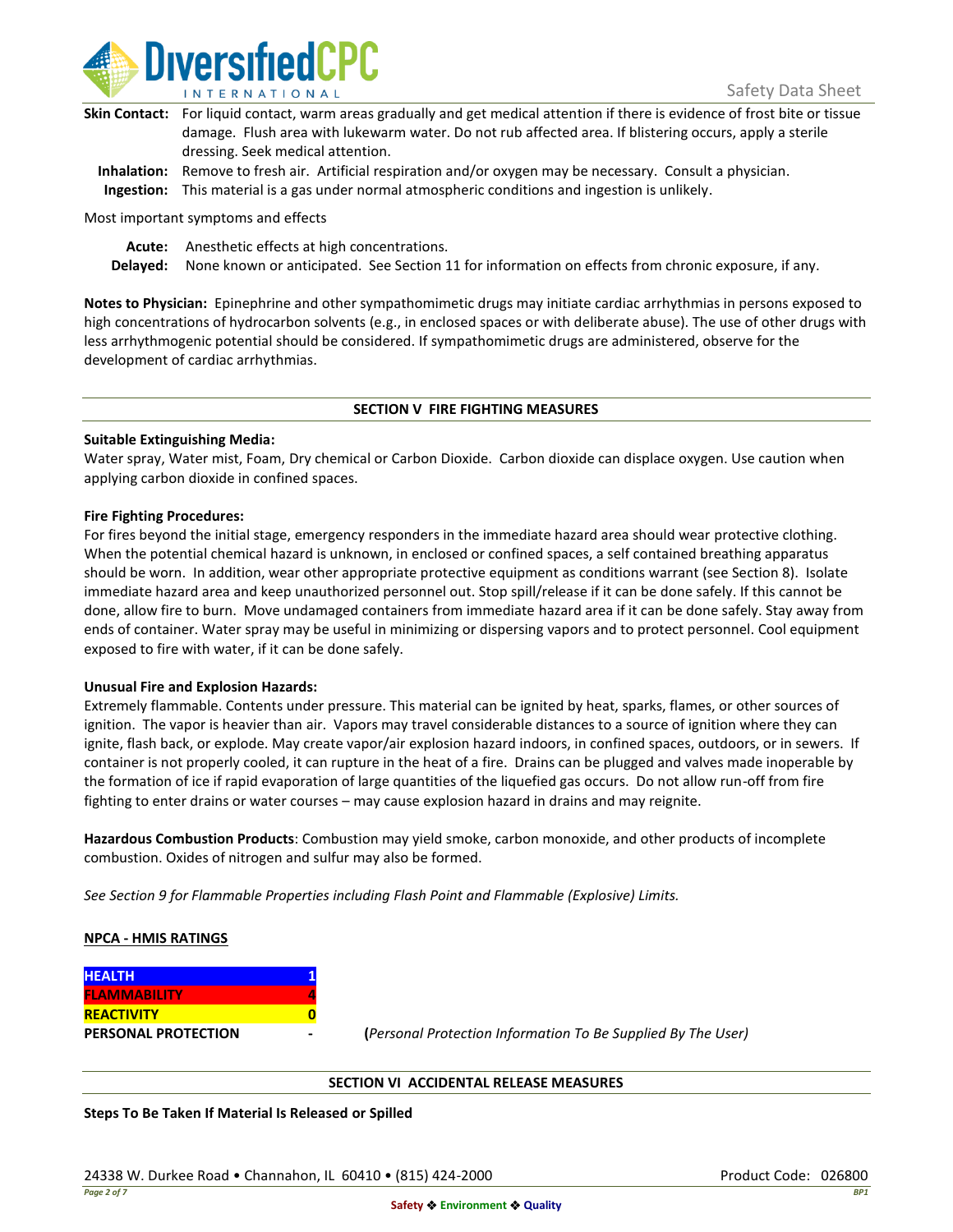**Skin Contact:** For liquid contact, warm areas gradually and get medical attention if there is evidence of frost bite or tissue damage. Flush area with lukewarm water. Do not rub affected area. If blistering occurs, apply a sterile dressing. Seek medical attention.

**Inhalation:** Remove to fresh air. Artificial respiration and/or oxygen may be necessary. Consult a physician.

**Ingestion:** This material is a gas under normal atmospheric conditions and ingestion is unlikely.

Most important symptoms and effects

**Acute:** Anesthetic effects at high concentrations.

**Delayed:** None known or anticipated. See Section 11 for information on effects from chronic exposure, if any.

**Notes to Physician:** Epinephrine and other sympathomimetic drugs may initiate cardiac arrhythmias in persons exposed to high concentrations of hydrocarbon solvents (e.g., in enclosed spaces or with deliberate abuse). The use of other drugs with less arrhythmogenic potential should be considered. If sympathomimetic drugs are administered, observe for the development of cardiac arrhythmias.

## SECTION V FIRE FIGHTING MEASURES

**Suitable Extinguishing Media:**

Water spray, Water mist, Foam, Dry chemical or Carbon Dioxide. Carbon dioxide can displace oxygen. Use caution when applying carbon dioxide in confined spaces.

**Fire Fighting Procedures:**

For fires beyond the initial stage, emergency responders in the immediate hazard area should wear protective clothing. When the potential chemical hazard is unknown, in enclosed or confined spaces, a self contained breathing apparatus should be worn. In addition, wear other appropriate protective equipment as conditions warrant (see Section 8). Isolate immediate hazard area and keep unauthorized personnel out. Stop spill/release if it can be done safely. If this cannot be done, allow fire to burn. Move undamaged containers from immediate hazard area if it can be done safely. Stay away from ends of container. Water spray may be useful in minimizing or dispersing vapors and to protect personnel. Cool equipment exposed to fire with water, if it can be done safely.

**Unusual Fire and Explosion Hazards:**

Extremely flammable. Contents under pressure. This material can be ignited by heat, sparks, flames, or other sources of ignition. The vapor is heavier than air. Vapors may travel considerable distances to a source of ignition where they can ignite, flash back, or explode. May create vapor/air explosion hazard indoors, in confined spaces, outdoors, or in sewers. If container is not properly cooled, it can rupture in the heat of a fire. Drains can be plugged and valves made inoperable by the formation of ice if rapid evaporation of large quantities of the liquefied gas occurs. Do not allow run-off from fire fighting to enter drains or water courses – may cause explosion hazard in drains and may reignite.

**Hazardous Combustion Products**: Combustion may yield smoke, carbon monoxide, and other products of incomplete combustion. Oxides of nitrogen and sulfur may also be formed.

*See Section 9 for Flammable Properties including Flash Point and Flammable (Explosive) Limits.*

**NPCA - HMIS RATINGS**

| | |
|---|---|
| HEALTH | 1 |
| FLAMMABILITY | 4 |
| REACTIVITY | 0 |
| PERSONAL PROTECTION | - |

(*Personal Protection Information To Be Supplied By The User)*

## SECTION VI ACCIDENTAL RELEASE MEASURES

**Steps To Be Taken If Material Is Released or Spilled**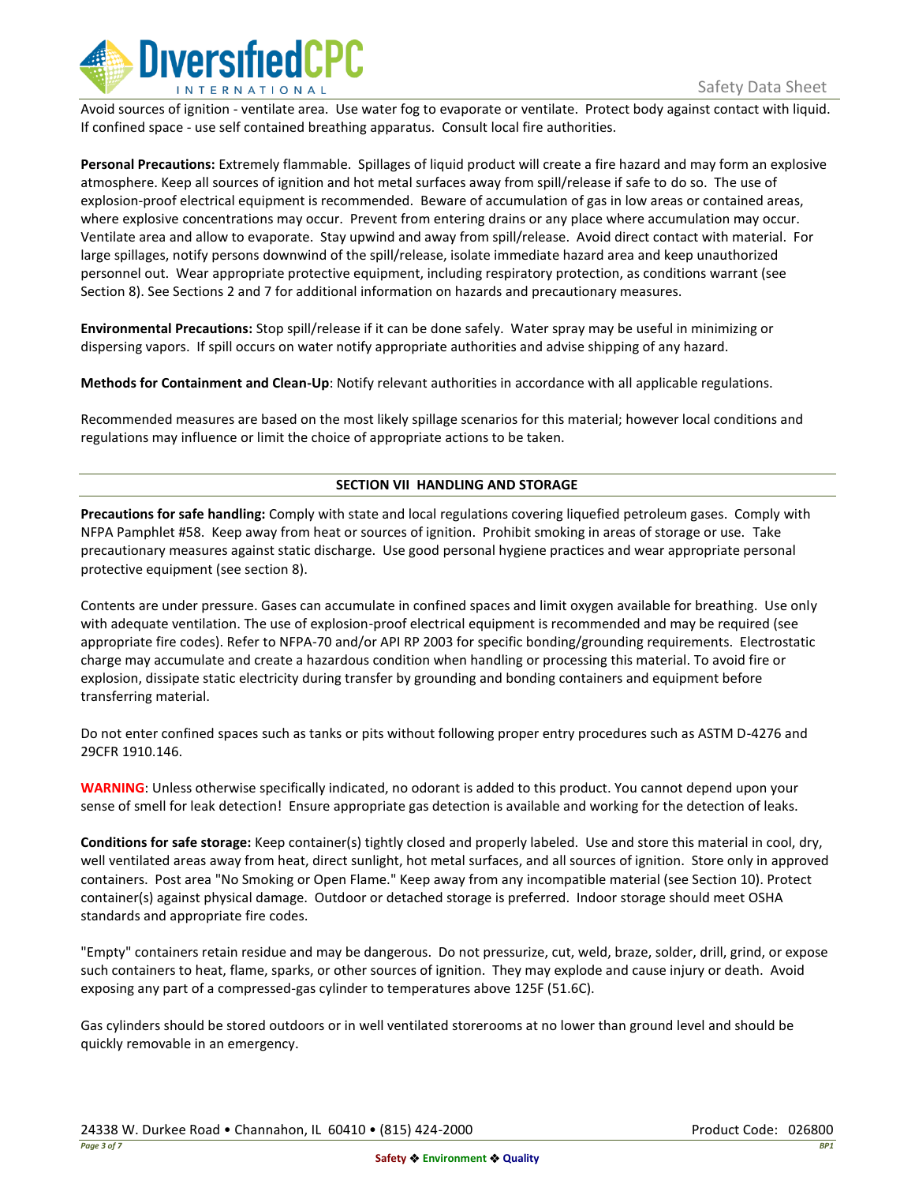Avoid sources of ignition - ventilate area. Use water fog to evaporate or ventilate. Protect body against contact with liquid. If confined space - use self contained breathing apparatus. Consult local fire authorities.

**Personal Precautions:** Extremely flammable. Spillages of liquid product will create a fire hazard and may form an explosive atmosphere. Keep all sources of ignition and hot metal surfaces away from spill/release if safe to do so. The use of explosion-proof electrical equipment is recommended. Beware of accumulation of gas in low areas or contained areas, where explosive concentrations may occur. Prevent from entering drains or any place where accumulation may occur. Ventilate area and allow to evaporate. Stay upwind and away from spill/release. Avoid direct contact with material. For large spillages, notify persons downwind of the spill/release, isolate immediate hazard area and keep unauthorized personnel out. Wear appropriate protective equipment, including respiratory protection, as conditions warrant (see Section 8). See Sections 2 and 7 for additional information on hazards and precautionary measures.

**Environmental Precautions:** Stop spill/release if it can be done safely. Water spray may be useful in minimizing or dispersing vapors. If spill occurs on water notify appropriate authorities and advise shipping of any hazard.

**Methods for Containment and Clean-Up**: Notify relevant authorities in accordance with all applicable regulations.

Recommended measures are based on the most likely spillage scenarios for this material; however local conditions and regulations may influence or limit the choice of appropriate actions to be taken.

## SECTION VII HANDLING AND STORAGE

**Precautions for safe handling:** Comply with state and local regulations covering liquefied petroleum gases. Comply with NFPA Pamphlet #58. Keep away from heat or sources of ignition. Prohibit smoking in areas of storage or use. Take precautionary measures against static discharge. Use good personal hygiene practices and wear appropriate personal protective equipment (see section 8).

Contents are under pressure. Gases can accumulate in confined spaces and limit oxygen available for breathing. Use only with adequate ventilation. The use of explosion-proof electrical equipment is recommended and may be required (see appropriate fire codes). Refer to NFPA-70 and/or API RP 2003 for specific bonding/grounding requirements. Electrostatic charge may accumulate and create a hazardous condition when handling or processing this material. To avoid fire or explosion, dissipate static electricity during transfer by grounding and bonding containers and equipment before transferring material.

Do not enter confined spaces such as tanks or pits without following proper entry procedures such as ASTM D-4276 and 29CFR 1910.146.

**WARNING**: Unless otherwise specifically indicated, no odorant is added to this product. You cannot depend upon your sense of smell for leak detection! Ensure appropriate gas detection is available and working for the detection of leaks.

**Conditions for safe storage:** Keep container(s) tightly closed and properly labeled. Use and store this material in cool, dry, well ventilated areas away from heat, direct sunlight, hot metal surfaces, and all sources of ignition. Store only in approved containers. Post area "No Smoking or Open Flame." Keep away from any incompatible material (see Section 10). Protect container(s) against physical damage. Outdoor or detached storage is preferred. Indoor storage should meet OSHA standards and appropriate fire codes.

"Empty" containers retain residue and may be dangerous. Do not pressurize, cut, weld, braze, solder, drill, grind, or expose such containers to heat, flame, sparks, or other sources of ignition. They may explode and cause injury or death. Avoid exposing any part of a compressed-gas cylinder to temperatures above 125F (51.6C).

Gas cylinders should be stored outdoors or in well ventilated storerooms at no lower than ground level and should be quickly removable in an emergency.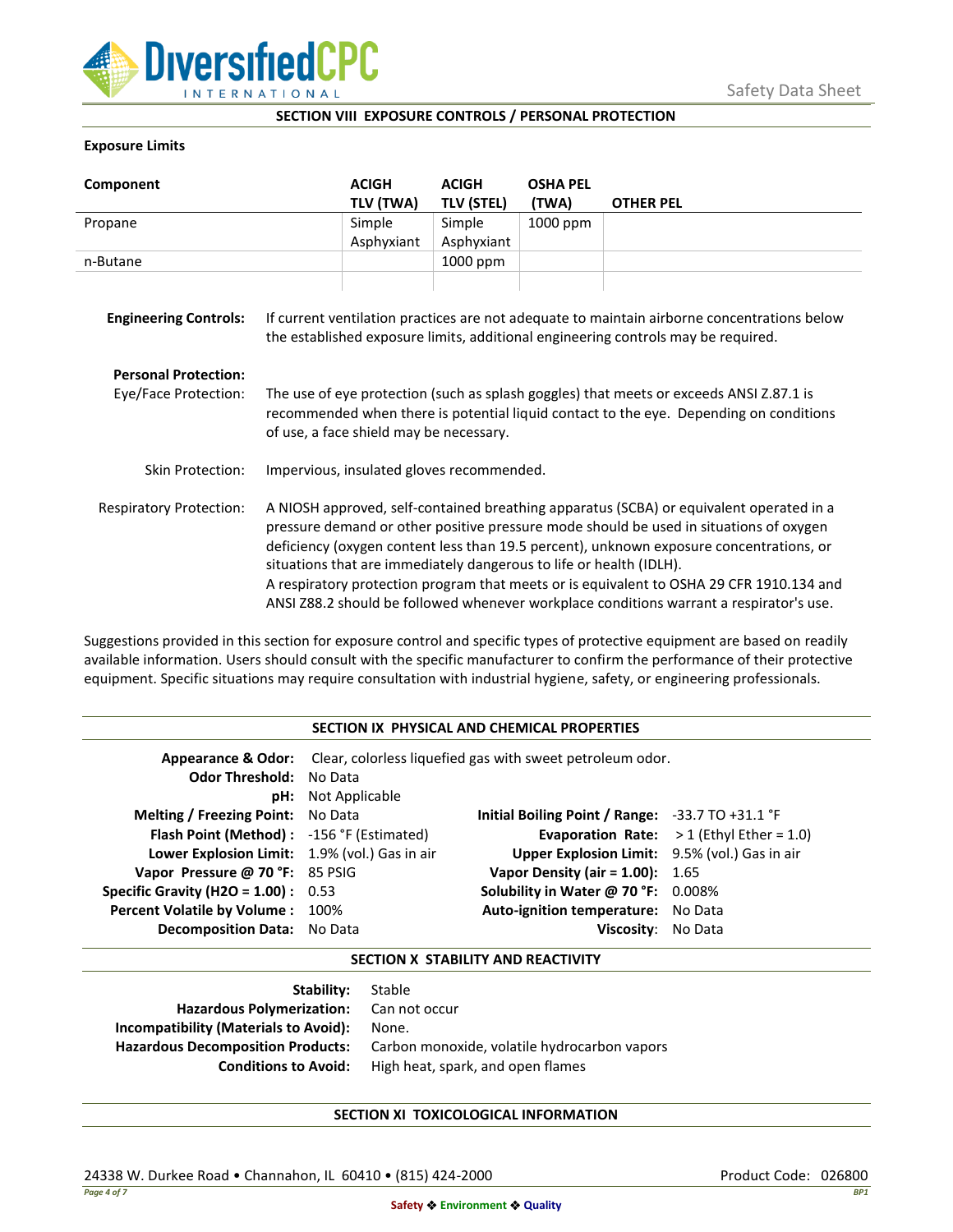## SECTION VIII EXPOSURE CONTROLS / PERSONAL PROTECTION

**Exposure Limits**

| Component | ACIGH TLV (TWA) | ACIGH TLV (STEL) | OSHA PEL (TWA) | OTHER PEL |
|---|---|---|---|---|
| Propane | Simple Asphyxiant | Simple Asphyxiant | 1000 ppm | |
| n-Butane | | 1000 ppm | | |
| | | | | |

**Engineering Controls:** If current ventilation practices are not adequate to maintain airborne concentrations below the established exposure limits, additional engineering controls may be required.

**Personal Protection:**

Eye/Face Protection: The use of eye protection (such as splash goggles) that meets or exceeds ANSI Z.87.1 is recommended when there is potential liquid contact to the eye. Depending on conditions of use, a face shield may be necessary.

Skin Protection: Impervious, insulated gloves recommended.

Respiratory Protection: A NIOSH approved, self-contained breathing apparatus (SCBA) or equivalent operated in a pressure demand or other positive pressure mode should be used in situations of oxygen deficiency (oxygen content less than 19.5 percent), unknown exposure concentrations, or situations that are immediately dangerous to life or health (IDLH).
A respiratory protection program that meets or is equivalent to OSHA 29 CFR 1910.134 and ANSI Z88.2 should be followed whenever workplace conditions warrant a respirator's use.

Suggestions provided in this section for exposure control and specific types of protective equipment are based on readily available information. Users should consult with the specific manufacturer to confirm the performance of their protective equipment. Specific situations may require consultation with industrial hygiene, safety, or engineering professionals.

## SECTION IX PHYSICAL AND CHEMICAL PROPERTIES

**Appearance & Odor:** Clear, colorless liquefied gas with sweet petroleum odor.
**Odor Threshold:** No Data
**pH:** Not Applicable

| | | | |
|---|---|---|---|
| **Melting / Freezing Point:** | No Data | **Initial Boiling Point / Range:** | -33.7 TO +31.1 °F |
| **Flash Point (Method) :** | -156 °F (Estimated) | **Evaporation Rate:** | > 1 (Ethyl Ether = 1.0) |
| **Lower Explosion Limit:** | 1.9% (vol.) Gas in air | **Upper Explosion Limit:** | 9.5% (vol.) Gas in air |
| **Vapor Pressure @ 70 °F:** | 85 PSIG | **Vapor Density (air = 1.00):** | 1.65 |
| **Specific Gravity (H2O = 1.00) :** | 0.53 | **Solubility in Water @ 70 °F:** | 0.008% |
| **Percent Volatile by Volume :** | 100% | **Auto-ignition temperature:** | No Data |
| **Decomposition Data:** | No Data | **Viscosity:** | No Data |

## SECTION X STABILITY AND REACTIVITY

**Stability:** Stable
**Hazardous Polymerization:** Can not occur
**Incompatibility (Materials to Avoid):** None.
**Hazardous Decomposition Products:** Carbon monoxide, volatile hydrocarbon vapors
**Conditions to Avoid:** High heat, spark, and open flames

## SECTION XI TOXICOLOGICAL INFORMATION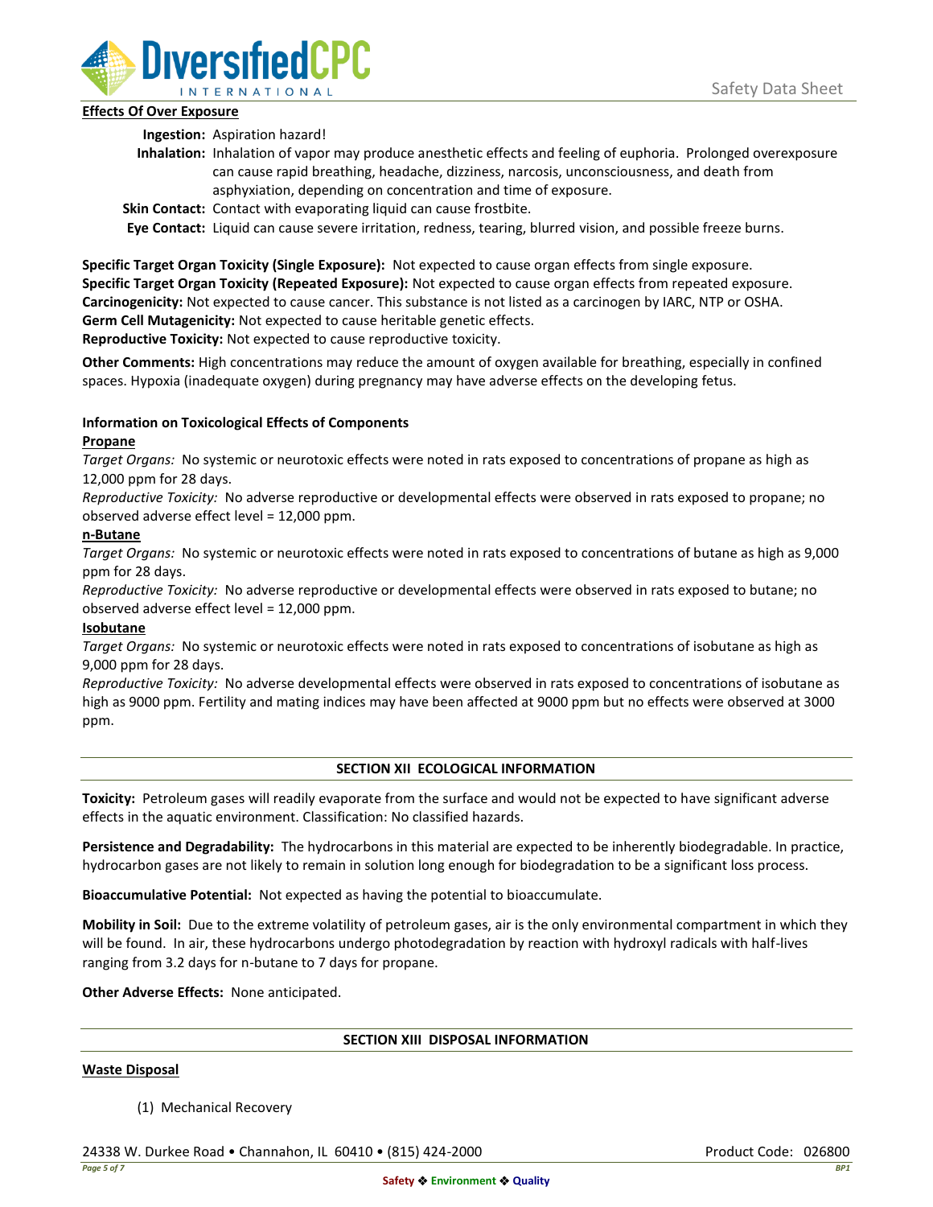**Effects Of Over Exposure**

**Ingestion:** Aspiration hazard!

**Inhalation:** Inhalation of vapor may produce anesthetic effects and feeling of euphoria. Prolonged overexposure can cause rapid breathing, headache, dizziness, narcosis, unconsciousness, and death from asphyxiation, depending on concentration and time of exposure.

**Skin Contact:** Contact with evaporating liquid can cause frostbite.

**Eye Contact:** Liquid can cause severe irritation, redness, tearing, blurred vision, and possible freeze burns.

**Specific Target Organ Toxicity (Single Exposure):** Not expected to cause organ effects from single exposure.
**Specific Target Organ Toxicity (Repeated Exposure):** Not expected to cause organ effects from repeated exposure.
**Carcinogenicity:** Not expected to cause cancer. This substance is not listed as a carcinogen by IARC, NTP or OSHA.
**Germ Cell Mutagenicity:** Not expected to cause heritable genetic effects.
**Reproductive Toxicity:** Not expected to cause reproductive toxicity.

**Other Comments:** High concentrations may reduce the amount of oxygen available for breathing, especially in confined spaces. Hypoxia (inadequate oxygen) during pregnancy may have adverse effects on the developing fetus.

**Information on Toxicological Effects of Components**

**Propane**

*Target Organs:* No systemic or neurotoxic effects were noted in rats exposed to concentrations of propane as high as 12,000 ppm for 28 days.

*Reproductive Toxicity:* No adverse reproductive or developmental effects were observed in rats exposed to propane; no observed adverse effect level = 12,000 ppm.

**n-Butane**

*Target Organs:* No systemic or neurotoxic effects were noted in rats exposed to concentrations of butane as high as 9,000 ppm for 28 days.

*Reproductive Toxicity:* No adverse reproductive or developmental effects were observed in rats exposed to butane; no observed adverse effect level = 12,000 ppm.

**Isobutane**

*Target Organs:* No systemic or neurotoxic effects were noted in rats exposed to concentrations of isobutane as high as 9,000 ppm for 28 days.

*Reproductive Toxicity:* No adverse developmental effects were observed in rats exposed to concentrations of isobutane as high as 9000 ppm. Fertility and mating indices may have been affected at 9000 ppm but no effects were observed at 3000 ppm.

## SECTION XII ECOLOGICAL INFORMATION

**Toxicity:** Petroleum gases will readily evaporate from the surface and would not be expected to have significant adverse effects in the aquatic environment. Classification: No classified hazards.

**Persistence and Degradability:** The hydrocarbons in this material are expected to be inherently biodegradable. In practice, hydrocarbon gases are not likely to remain in solution long enough for biodegradation to be a significant loss process.

**Bioaccumulative Potential:** Not expected as having the potential to bioaccumulate.

**Mobility in Soil:** Due to the extreme volatility of petroleum gases, air is the only environmental compartment in which they will be found. In air, these hydrocarbons undergo photodegradation by reaction with hydroxyl radicals with half-lives ranging from 3.2 days for n-butane to 7 days for propane.

**Other Adverse Effects:** None anticipated.

## SECTION XIII DISPOSAL INFORMATION

**Waste Disposal**

(1) Mechanical Recovery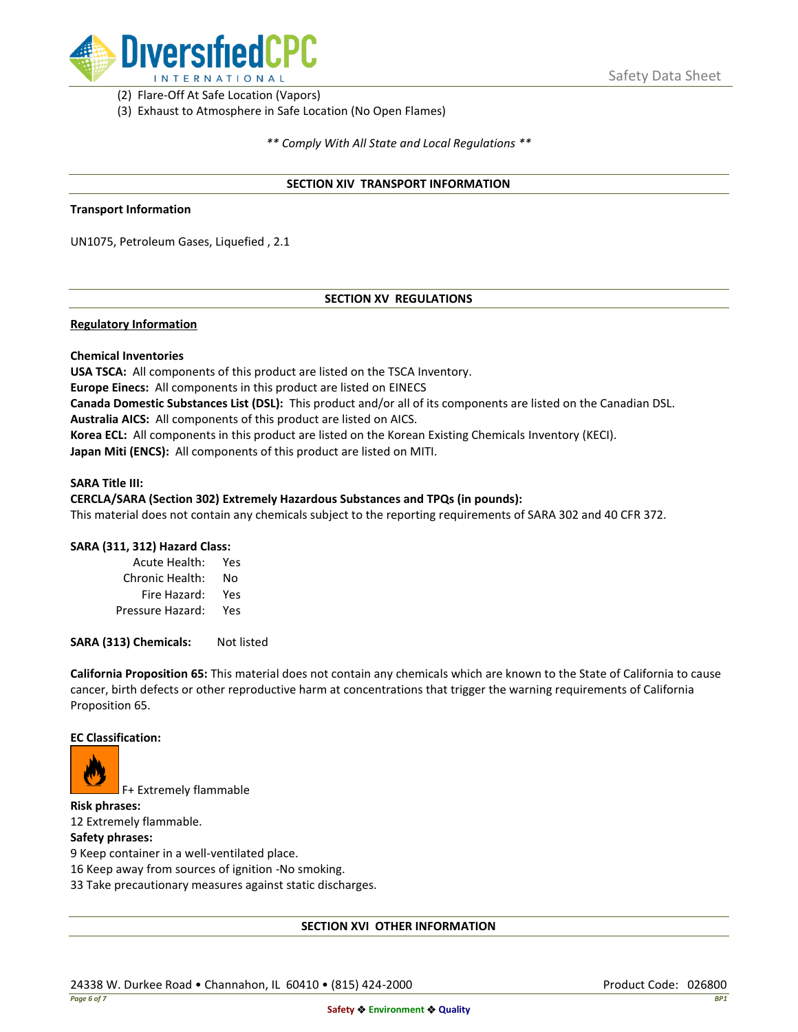(2) Flare-Off At Safe Location (Vapors)
(3) Exhaust to Atmosphere in Safe Location (No Open Flames)

*\*\* Comply With All State and Local Regulations \*\**

## SECTION XIV TRANSPORT INFORMATION

**Transport Information**

UN1075, Petroleum Gases, Liquefied , 2.1

## SECTION XV REGULATIONS

**Regulatory Information**

**Chemical Inventories**

**USA TSCA:** All components of this product are listed on the TSCA Inventory.
**Europe Einecs:** All components in this product are listed on EINECS
**Canada Domestic Substances List (DSL):** This product and/or all of its components are listed on the Canadian DSL.
**Australia AICS:** All components of this product are listed on AICS.
**Korea ECL:** All components in this product are listed on the Korean Existing Chemicals Inventory (KECI).
**Japan Miti (ENCS):** All components of this product are listed on MITI.

**SARA Title III:**
**CERCLA/SARA (Section 302) Extremely Hazardous Substances and TPQs (in pounds):**
This material does not contain any chemicals subject to the reporting requirements of SARA 302 and 40 CFR 372.

**SARA (311, 312) Hazard Class:**

| | |
|---|---|
| Acute Health: | Yes |
| Chronic Health: | No |
| Fire Hazard: | Yes |
| Pressure Hazard: | Yes |

**SARA (313) Chemicals:** Not listed

**California Proposition 65:** This material does not contain any chemicals which are known to the State of California to cause cancer, birth defects or other reproductive harm at concentrations that trigger the warning requirements of California Proposition 65.

**EC Classification:**

F+ Extremely flammable

**Risk phrases:**
12 Extremely flammable.
**Safety phrases:**
9 Keep container in a well-ventilated place.
16 Keep away from sources of ignition -No smoking.
33 Take precautionary measures against static discharges.

## SECTION XVI OTHER INFORMATION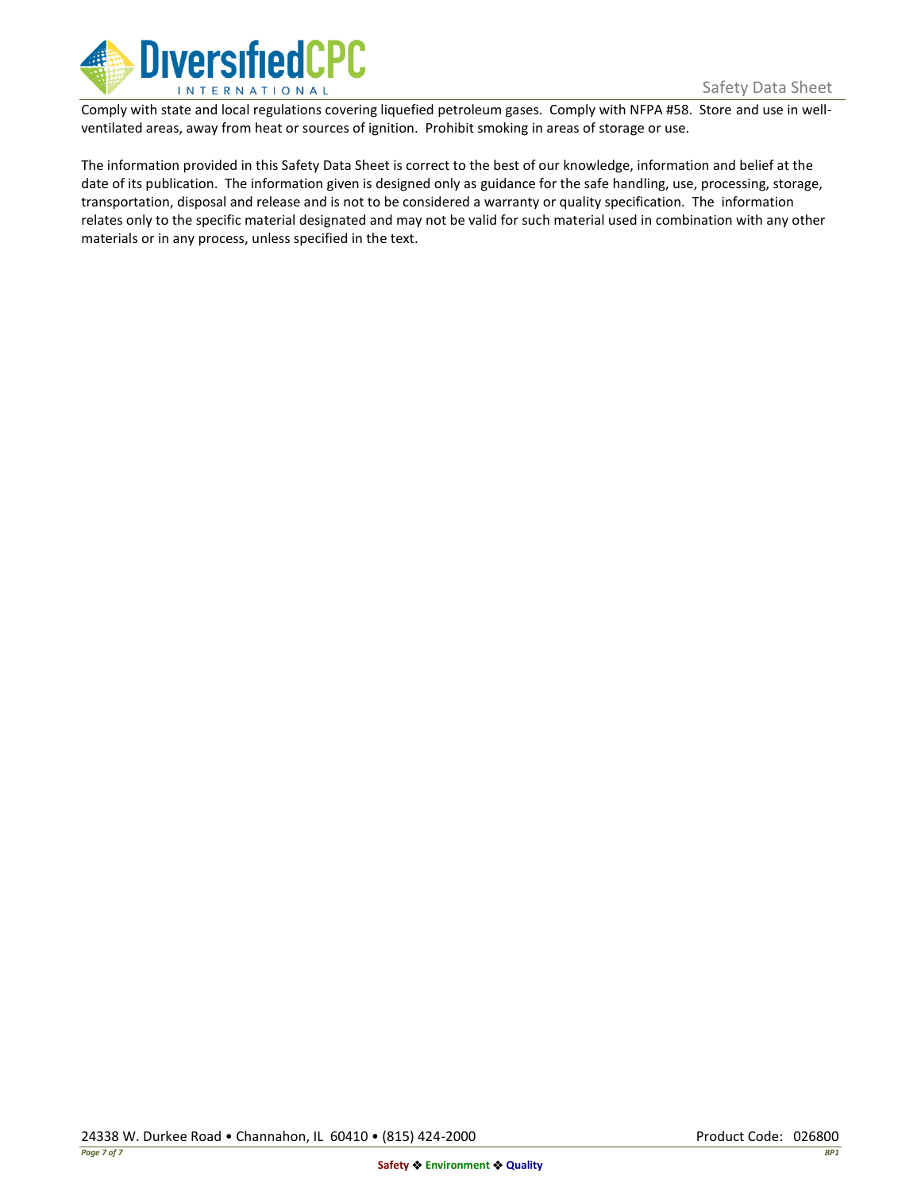Comply with state and local regulations covering liquefied petroleum gases. Comply with NFPA #58. Store and use in well-ventilated areas, away from heat or sources of ignition. Prohibit smoking in areas of storage or use.

The information provided in this Safety Data Sheet is correct to the best of our knowledge, information and belief at the date of its publication. The information given is designed only as guidance for the safe handling, use, processing, storage, transportation, disposal and release and is not to be considered a warranty or quality specification. The information relates only to the specific material designated and may not be valid for such material used in combination with any other materials or in any process, unless specified in the text.